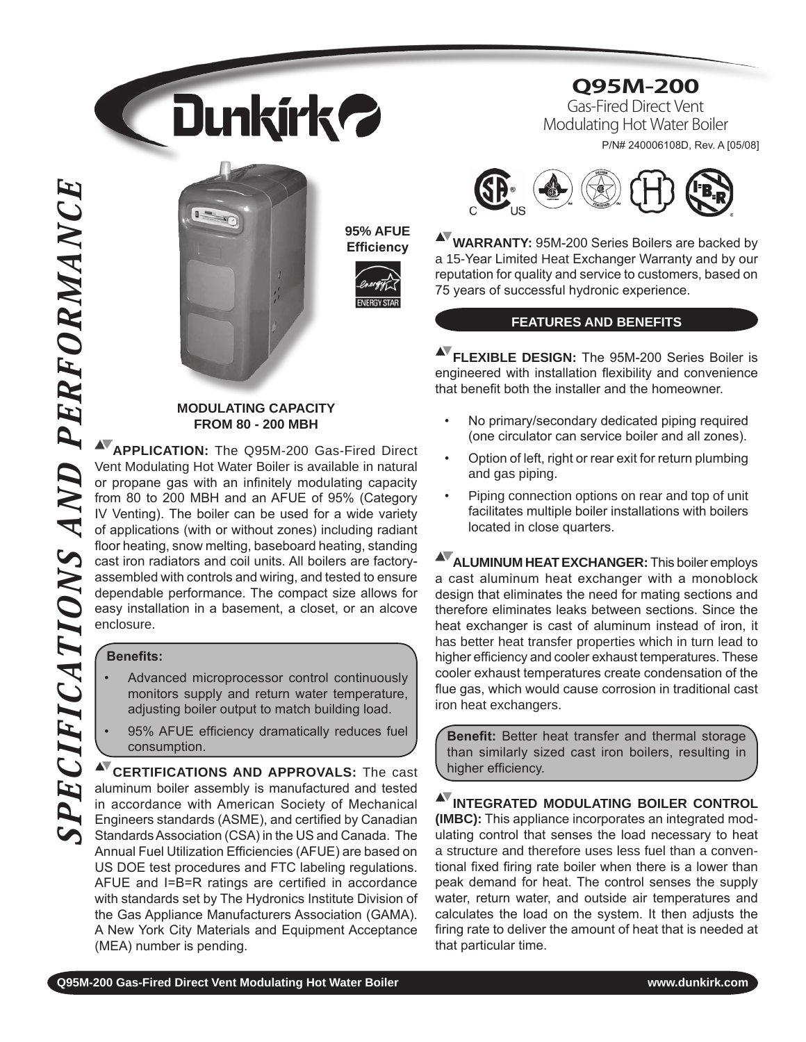# Dunkirk

## Q95M-200

Gas-Fired Direct Vent
Modulating Hot Water Boiler

P/N# 240006108D, Rev. A [05/08]

*SPECIFICATIONS AND PERFORMANCE*

**95% AFUE Efficiency**

ENERGY STAR

**MODULATING CAPACITY FROM 80 - 200 MBH**

**APPLICATION:** The Q95M-200 Gas-Fired Direct Vent Modulating Hot Water Boiler is available in natural or propane gas with an infinitely modulating capacity from 80 to 200 MBH and an AFUE of 95% (Category IV Venting). The boiler can be used for a wide variety of applications (with or without zones) including radiant floor heating, snow melting, baseboard heating, standing cast iron radiators and coil units. All boilers are factory-assembled with controls and wiring, and tested to ensure dependable performance. The compact size allows for easy installation in a basement, a closet, or an alcove enclosure.

**Benefits:**

- Advanced microprocessor control continuously monitors supply and return water temperature, adjusting boiler output to match building load.
- 95% AFUE efficiency dramatically reduces fuel consumption.

**CERTIFICATIONS AND APPROVALS:** The cast aluminum boiler assembly is manufactured and tested in accordance with American Society of Mechanical Engineers standards (ASME), and certified by Canadian Standards Association (CSA) in the US and Canada. The Annual Fuel Utilization Efficiencies (AFUE) are based on US DOE test procedures and FTC labeling regulations. AFUE and I=B=R ratings are certified in accordance with standards set by The Hydronics Institute Division of the Gas Appliance Manufacturers Association (GAMA). A New York City Materials and Equipment Acceptance (MEA) number is pending.

**WARRANTY:** 95M-200 Series Boilers are backed by a 15-Year Limited Heat Exchanger Warranty and by our reputation for quality and service to customers, based on 75 years of successful hydronic experience.

### FEATURES AND BENEFITS

**FLEXIBLE DESIGN:** The 95M-200 Series Boiler is engineered with installation flexibility and convenience that benefit both the installer and the homeowner.

- No primary/secondary dedicated piping required (one circulator can service boiler and all zones).
- Option of left, right or rear exit for return plumbing and gas piping.
- Piping connection options on rear and top of unit facilitates multiple boiler installations with boilers located in close quarters.

**ALUMINUM HEAT EXCHANGER:** This boiler employs a cast aluminum heat exchanger with a monoblock design that eliminates the need for mating sections and therefore eliminates leaks between sections. Since the heat exchanger is cast of aluminum instead of iron, it has better heat transfer properties which in turn lead to higher efficiency and cooler exhaust temperatures. These cooler exhaust temperatures create condensation of the flue gas, which would cause corrosion in traditional cast iron heat exchangers.

**Benefit:** Better heat transfer and thermal storage than similarly sized cast iron boilers, resulting in higher efficiency.

**INTEGRATED MODULATING BOILER CONTROL (IMBC):** This appliance incorporates an integrated modulating control that senses the load necessary to heat a structure and therefore uses less fuel than a conventional fixed firing rate boiler when there is a lower than peak demand for heat. The control senses the supply water, return water, and outside air temperatures and calculates the load on the system. It then adjusts the firing rate to deliver the amount of heat that is needed at that particular time.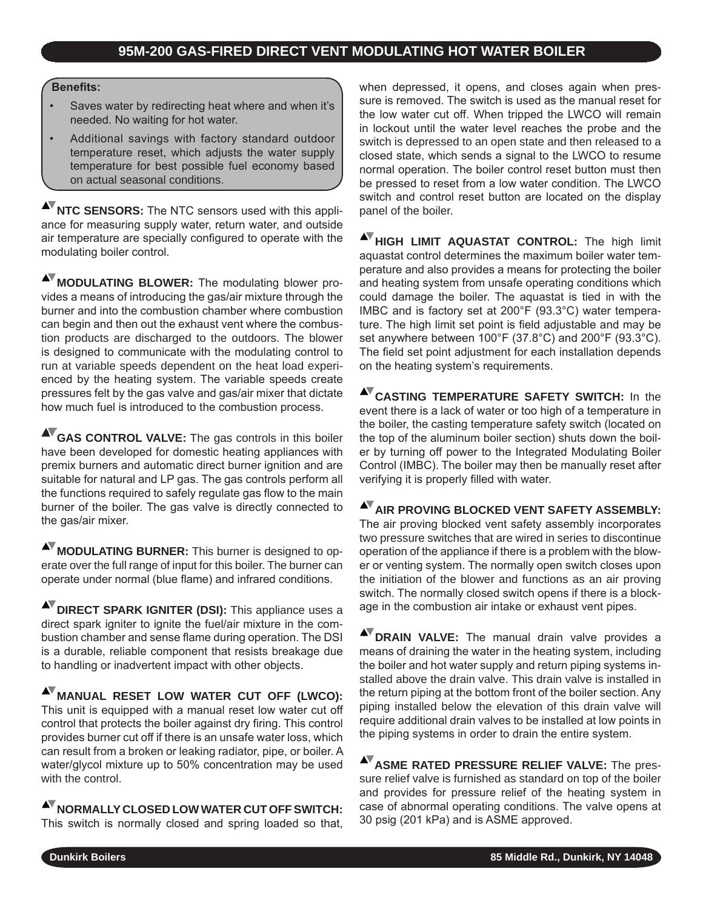## Benefits:

- Saves water by redirecting heat where and when it's needed. No waiting for hot water.
- Additional savings with factory standard outdoor temperature reset, which adjusts the water supply temperature for best possible fuel economy based on actual seasonal conditions.

**NTC SENSORS:** The NTC sensors used with this appliance for measuring supply water, return water, and outside air temperature are specially configured to operate with the modulating boiler control.

**MODULATING BLOWER:** The modulating blower provides a means of introducing the gas/air mixture through the burner and into the combustion chamber where combustion can begin and then out the exhaust vent where the combustion products are discharged to the outdoors. The blower is designed to communicate with the modulating control to run at variable speeds dependent on the heat load experienced by the heating system. The variable speeds create pressures felt by the gas valve and gas/air mixer that dictate how much fuel is introduced to the combustion process.

**GAS CONTROL VALVE:** The gas controls in this boiler have been developed for domestic heating appliances with premix burners and automatic direct burner ignition and are suitable for natural and LP gas. The gas controls perform all the functions required to safely regulate gas flow to the main burner of the boiler. The gas valve is directly connected to the gas/air mixer.

**MODULATING BURNER:** This burner is designed to operate over the full range of input for this boiler. The burner can operate under normal (blue flame) and infrared conditions.

**DIRECT SPARK IGNITER (DSI):** This appliance uses a direct spark igniter to ignite the fuel/air mixture in the combustion chamber and sense flame during operation. The DSI is a durable, reliable component that resists breakage due to handling or inadvertent impact with other objects.

**MANUAL RESET LOW WATER CUT OFF (LWCO):** This unit is equipped with a manual reset low water cut off control that protects the boiler against dry firing. This control provides burner cut off if there is an unsafe water loss, which can result from a broken or leaking radiator, pipe, or boiler. A water/glycol mixture up to 50% concentration may be used with the control.

**NORMALLY CLOSED LOW WATER CUT OFF SWITCH:** This switch is normally closed and spring loaded so that, when depressed, it opens, and closes again when pressure is removed. The switch is used as the manual reset for the low water cut off. When tripped the LWCO will remain in lockout until the water level reaches the probe and the switch is depressed to an open state and then released to a closed state, which sends a signal to the LWCO to resume normal operation. The boiler control reset button must then be pressed to reset from a low water condition. The LWCO switch and control reset button are located on the display panel of the boiler.

**HIGH LIMIT AQUASTAT CONTROL:** The high limit aquastat control determines the maximum boiler water temperature and also provides a means for protecting the boiler and heating system from unsafe operating conditions which could damage the boiler. The aquastat is tied in with the IMBC and is factory set at 200°F (93.3°C) water temperature. The high limit set point is field adjustable and may be set anywhere between 100°F (37.8°C) and 200°F (93.3°C). The field set point adjustment for each installation depends on the heating system's requirements.

**CASTING TEMPERATURE SAFETY SWITCH:** In the event there is a lack of water or too high of a temperature in the boiler, the casting temperature safety switch (located on the top of the aluminum boiler section) shuts down the boiler by turning off power to the Integrated Modulating Boiler Control (IMBC). The boiler may then be manually reset after verifying it is properly filled with water.

**AIR PROVING BLOCKED VENT SAFETY ASSEMBLY:** The air proving blocked vent safety assembly incorporates two pressure switches that are wired in series to discontinue operation of the appliance if there is a problem with the blower or venting system. The normally open switch closes upon the initiation of the blower and functions as an air proving switch. The normally closed switch opens if there is a blockage in the combustion air intake or exhaust vent pipes.

**DRAIN VALVE:** The manual drain valve provides a means of draining the water in the heating system, including the boiler and hot water supply and return piping systems installed above the drain valve. This drain valve is installed in the return piping at the bottom front of the boiler section. Any piping installed below the elevation of this drain valve will require additional drain valves to be installed at low points in the piping systems in order to drain the entire system.

**ASME RATED PRESSURE RELIEF VALVE:** The pressure relief valve is furnished as standard on top of the boiler and provides for pressure relief of the heating system in case of abnormal operating conditions. The valve opens at 30 psig (201 kPa) and is ASME approved.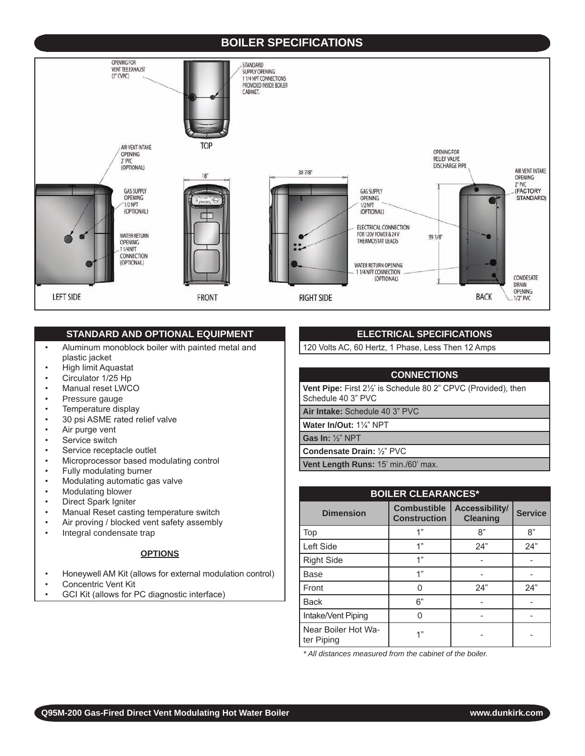# BOILER SPECIFICATIONS

OPENING FOR VENT TEE EXHAUST (2" CVPC)

STANDARD SUPPLY OPENING 1 1/4 NPT CONNECTIONS PROVIDED INSIDE BOILER CABINET.

TOP

AIR VENT INTAKE OPENING 2" PVC (OPTIONAL)

GAS SUPPLY OPENING 1/2 NPT (OPTIONAL)

WATER RETURN OPENING 1 1/4 NPT CONNECTION (OPTIONAL)

18"

30 7/8"

GAS SUPPLY OPENING 1/2 NPT (OPTIONAL)

ELECTRICAL CONNECTION FOR 120V POWER & 24 V THERMOSTAT LEADS

WATER RETURN OPENING 1 1/4 NPT CONNECTION (OPTIONAL)

OPENING FOR RELIEF VALVE DISCHARGE PIPE

39 3/8"

AIR VENT INTAKE OPENING 2" PVC (FACTORY STANDARD)

CONDESATE DRAIN OPENING 1/2" PVC

LEFT SIDE

FRONT

RIGHT SIDE

BACK

## STANDARD AND OPTIONAL EQUIPMENT

- Aluminum monoblock boiler with painted metal and plastic jacket
- High limit Aquastat
- Circulator 1/25 Hp
- Manual reset LWCO
- Pressure gauge
- Temperature display
- 30 psi ASME rated relief valve
- Air purge vent
- Service switch
- Service receptacle outlet
- Microprocessor based modulating control
- Fully modulating burner
- Modulating automatic gas valve
- Modulating blower
- Direct Spark Igniter
- Manual Reset casting temperature switch
- Air proving / blocked vent safety assembly
- Integral condensate trap

**OPTIONS**

- Honeywell AM Kit (allows for external modulation control)
- Concentric Vent Kit
- GCI Kit (allows for PC diagnostic interface)

## ELECTRICAL SPECIFICATIONS

120 Volts AC, 60 Hertz, 1 Phase, Less Then 12 Amps

## CONNECTIONS

**Vent Pipe:** First 2½' is Schedule 80 2" CPVC (Provided), then Schedule 40 3" PVC

**Air Intake:** Schedule 40 3" PVC

**Water In/Out:** 1¼" NPT

**Gas In:** ½" NPT

**Condensate Drain:** ½" PVC

**Vent Length Runs:** 15' min./60' max.

## BOILER CLEARANCES*

| Dimension | Combustible Construction | Accessibility/ Cleaning | Service |
|---|---|---|---|
| Top | 1" | 8" | 8" |
| Left Side | 1" | 24" | 24" |
| Right Side | 1" | - | - |
| Base | 1" | - | - |
| Front | 0 | 24" | 24" |
| Back | 6" | - | - |
| Intake/Vent Piping | 0 | - | - |
| Near Boiler Hot Water Piping | 1" | - | - |

*\* All distances measured from the cabinet of the boiler.*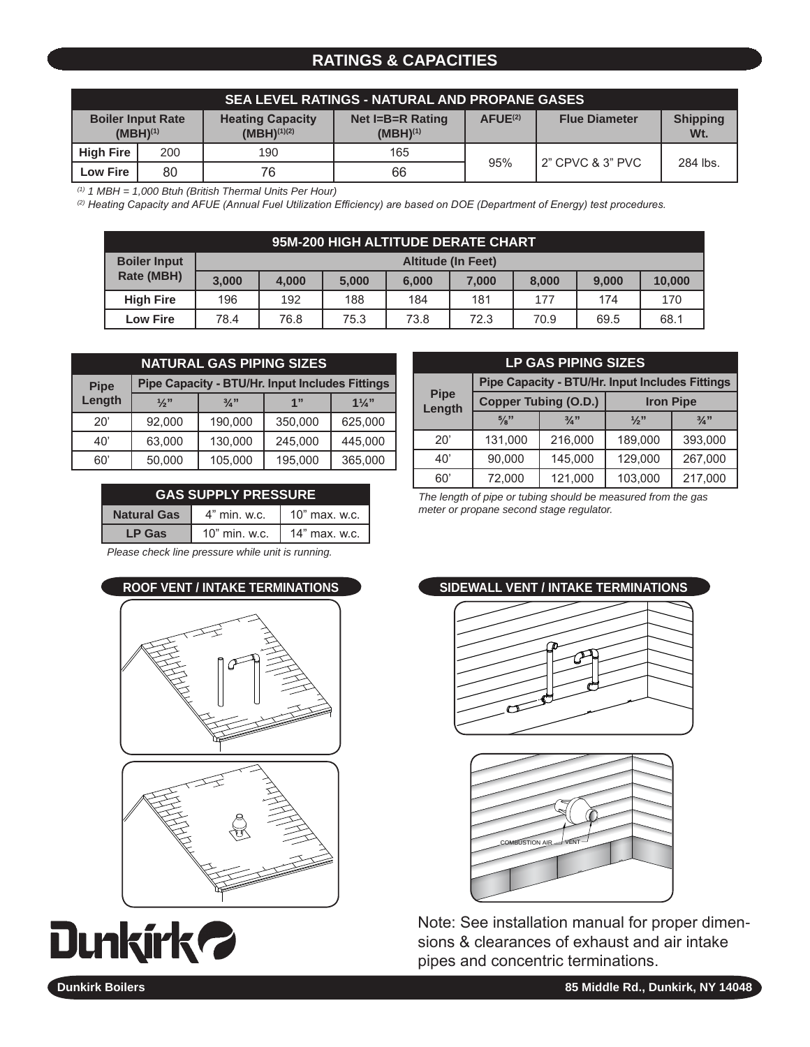## RATINGS & CAPACITIES

| SEA LEVEL RATINGS - NATURAL AND PROPANE GASES | | | | | | |
|---|---|---|---|---|---|---|
| Boiler Input Rate (MBH)[1] | | Heating Capacity (MBH)[1][2] | Net I=B=R Rating (MBH)[1] | AFUE[2] | Flue Diameter | Shipping Wt. |
| High Fire | 200 | 190 | 165 | 95% | 2" CPVC & 3" PVC | 284 lbs. |
| Low Fire | 80 | 76 | 66 | | | |

*[1] 1 MBH = 1,000 Btuh (British Thermal Units Per Hour)*

*[2] Heating Capacity and AFUE (Annual Fuel Utilization Efficiency) are based on DOE (Department of Energy) test procedures.*

| 95M-200 HIGH ALTITUDE DERATE CHART | | | | | | | | |
|---|---|---|---|---|---|---|---|---|
| Boiler Input Rate (MBH) | Altitude (In Feet) | | | | | | | |
| | 3,000 | 4,000 | 5,000 | 6,000 | 7,000 | 8,000 | 9,000 | 10,000 |
| High Fire | 196 | 192 | 188 | 184 | 181 | 177 | 174 | 170 |
| Low Fire | 78.4 | 76.8 | 75.3 | 73.8 | 72.3 | 70.9 | 69.5 | 68.1 |

| NATURAL GAS PIPING SIZES | | | | |
|---|---|---|---|---|
| Pipe Length | Pipe Capacity - BTU/Hr. Input Includes Fittings | | | |
| | ½" | ¾" | 1" | 1¼" |
| 20' | 92,000 | 190,000 | 350,000 | 625,000 |
| 40' | 63,000 | 130,000 | 245,000 | 445,000 |
| 60' | 50,000 | 105,000 | 195,000 | 365,000 |

| LP GAS PIPING SIZES | | | | |
|---|---|---|---|---|
| Pipe Length | Pipe Capacity - BTU/Hr. Input Includes Fittings | | | |
| | Copper Tubing (O.D.) | | Iron Pipe | |
| | ⅝" | ¾" | ½" | ¾" |
| 20' | 131,000 | 216,000 | 189,000 | 393,000 |
| 40' | 90,000 | 145,000 | 129,000 | 267,000 |
| 60' | 72,000 | 121,000 | 103,000 | 217,000 |

*The length of pipe or tubing should be measured from the gas meter or propane second stage regulator.*

| GAS SUPPLY PRESSURE | | |
|---|---|---|
| Natural Gas | 4" min. w.c. | 10" max. w.c. |
| LP Gas | 10" min. w.c. | 14" max. w.c. |

*Please check line pressure while unit is running.*

### ROOF VENT / INTAKE TERMINATIONS

### SIDEWALL VENT / INTAKE TERMINATIONS

COMBUSTION AIR

VENT

Note: See installation manual for proper dimensions & clearances of exhaust and air intake pipes and concentric terminations.

Dunkirk

Dunkirk Boilers

85 Middle Rd., Dunkirk, NY 14048